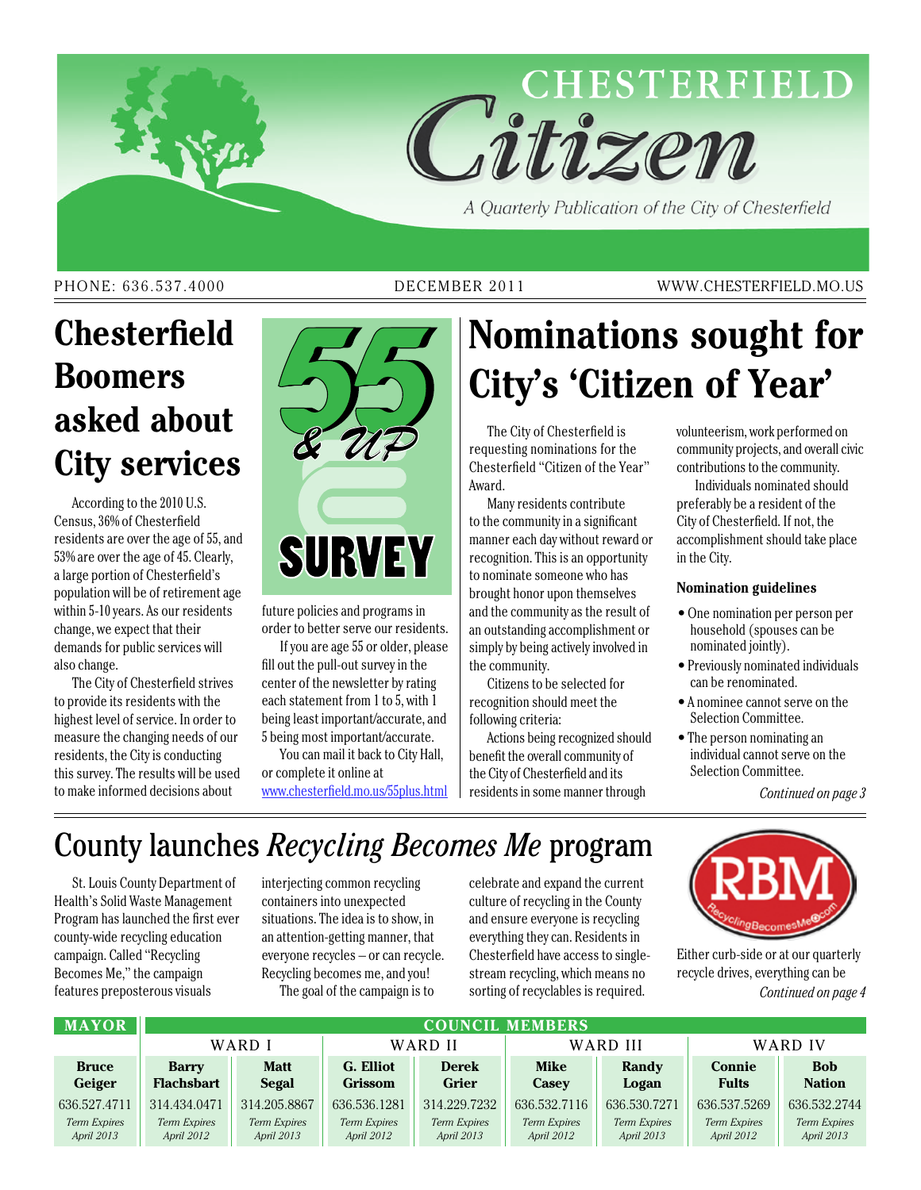# CHESTERFIELD Citizen

*A Quarterly Publication of the City of Chesterfield*

PHONE: 636.537.4000 | DECEMBER 2011 | WWW.CHESTERFIELD.MO.US

## Chesterfield Boomers asked about City services

55 & UP SURVEY

According to the 2010 U.S. Census, 36% of Chesterfield residents are over the age of 55, and 53% are over the age of 45. Clearly, a large portion of Chesterfield's population will be of retirement age within 5-10 years. As our residents change, we expect that their demands for public services will also change.

The City of Chesterfield strives to provide its residents with the highest level of service. In order to measure the changing needs of our residents, the City is conducting this survey. The results will be used to make informed decisions about future policies and programs in order to better serve our residents.

If you are age 55 or older, please fill out the pull-out survey in the center of the newsletter by rating each statement from 1 to 5, with 1 being least important/accurate, and 5 being most important/accurate.

You can mail it back to City Hall, or complete it online at www.chesterfield.mo.us/55plus.html

## Nominations sought for City's 'Citizen of Year'

The City of Chesterfield is requesting nominations for the Chesterfield "Citizen of the Year" Award.

Many residents contribute to the community in a significant manner each day without reward or recognition. This is an opportunity to nominate someone who has brought honor upon themselves and the community as the result of an outstanding accomplishment or simply by being actively involved in the community.

Citizens to be selected for recognition should meet the following criteria:

Actions being recognized should benefit the overall community of the City of Chesterfield and its residents in some manner through volunteerism, work performed on community projects, and overall civic contributions to the community.

Individuals nominated should preferably be a resident of the City of Chesterfield. If not, the accomplishment should take place in the City.

### Nomination guidelines

- One nomination per person per household (spouses can be nominated jointly).
- Previously nominated individuals can be renominated.
- A nominee cannot serve on the Selection Committee.
- The person nominating an individual cannot serve on the Selection Committee.

*Continued on page 3*

## County launches *Recycling Becomes Me* program

St. Louis County Department of Health's Solid Waste Management Program has launched the first ever county-wide recycling education campaign. Called "Recycling Becomes Me," the campaign features preposterous visuals interjecting common recycling containers into unexpected situations. The idea is to show, in an attention-getting manner, that everyone recycles – or can recycle. Recycling becomes me, and you!

The goal of the campaign is to celebrate and expand the current culture of recycling in the County and ensure everyone is recycling everything they can. Residents in Chesterfield have access to single-stream recycling, which means no sorting of recyclables is required.

RBM RecyclingBecomesMe.com

Either curb-side or at our quarterly recycle drives, everything can be

*Continued on page 4*

| MAYOR | COUNCIL MEMBERS | | | | | | | |
|---|---|---|---|---|---|---|---|---|
| | WARD I | | WARD II | | WARD III | | WARD IV | |
| **Bruce Geiger** | **Barry Flachsbart** | **Matt Segal** | **G. Elliot Grissom** | **Derek Grier** | **Mike Casey** | **Randy Logan** | **Connie Fults** | **Bob Nation** |
| 636.527.4711 | 314.434.0471 | 314.205.8867 | 636.536.1281 | 314.229.7232 | 636.532.7116 | 636.530.7271 | 636.537.5269 | 636.532.2744 |
| *Term Expires April 2013* | *Term Expires April 2012* | *Term Expires April 2013* | *Term Expires April 2012* | *Term Expires April 2013* | *Term Expires April 2012* | *Term Expires April 2013* | *Term Expires April 2012* | *Term Expires April 2013* |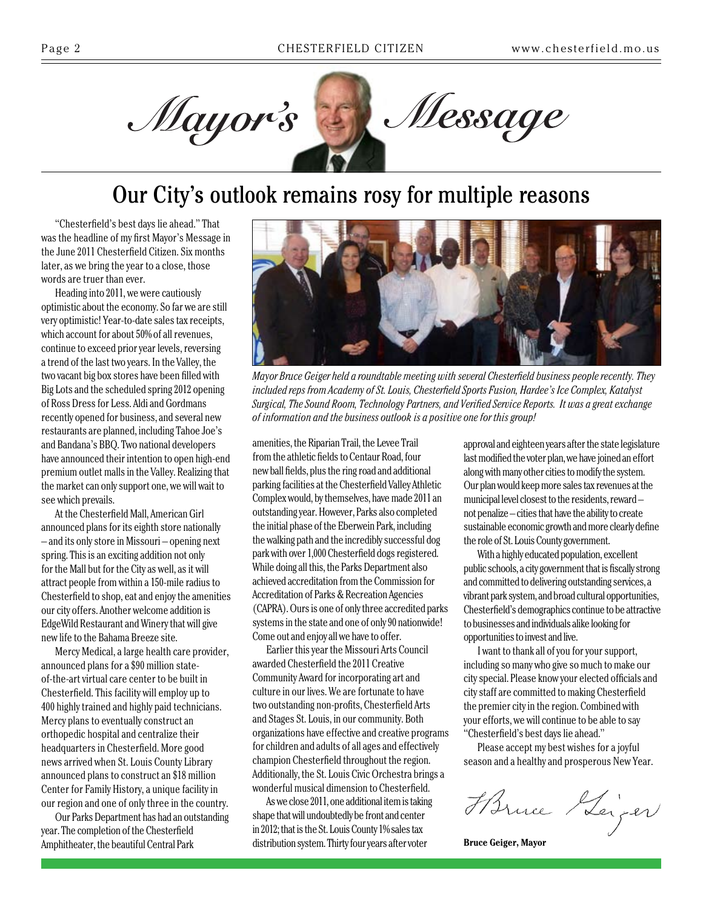# Mayor's Message

## Our City's outlook remains rosy for multiple reasons

"Chesterfield's best days lie ahead." That was the headline of my first Mayor's Message in the June 2011 Chesterfield Citizen. Six months later, as we bring the year to a close, those words are truer than ever.

Heading into 2011, we were cautiously optimistic about the economy. So far we are still very optimistic! Year-to-date sales tax receipts, which account for about 50% of all revenues, continue to exceed prior year levels, reversing a trend of the last two years. In the Valley, the two vacant big box stores have been filled with Big Lots and the scheduled spring 2012 opening of Ross Dress for Less. Aldi and Gordmans recently opened for business, and several new restaurants are planned, including Tahoe Joe's and Bandana's BBQ. Two national developers have announced their intention to open high-end premium outlet malls in the Valley. Realizing that the market can only support one, we will wait to see which prevails.

At the Chesterfield Mall, American Girl announced plans for its eighth store nationally – and its only store in Missouri – opening next spring. This is an exciting addition not only for the Mall but for the City as well, as it will attract people from within a 150-mile radius to Chesterfield to shop, eat and enjoy the amenities our city offers. Another welcome addition is EdgeWild Restaurant and Winery that will give new life to the Bahama Breeze site.

Mercy Medical, a large health care provider, announced plans for a $90 million state-of-the-art virtual care center to be built in Chesterfield. This facility will employ up to 400 highly trained and highly paid technicians. Mercy plans to eventually construct an orthopedic hospital and centralize their headquarters in Chesterfield. More good news arrived when St. Louis County Library announced plans to construct an $18 million Center for Family History, a unique facility in our region and one of only three in the country.

Our Parks Department has had an outstanding year. The completion of the Chesterfield Amphitheater, the beautiful Central Park amenities, the Riparian Trail, the Levee Trail from the athletic fields to Centaur Road, four new ball fields, plus the ring road and additional parking facilities at the Chesterfield Valley Athletic Complex would, by themselves, have made 2011 an outstanding year. However, Parks also completed the initial phase of the Eberwein Park, including the walking path and the incredibly successful dog park with over 1,000 Chesterfield dogs registered. While doing all this, the Parks Department also achieved accreditation from the Commission for Accreditation of Parks & Recreation Agencies (CAPRA). Ours is one of only three accredited parks systems in the state and one of only 90 nationwide! Come out and enjoy all we have to offer.

*Mayor Bruce Geiger held a roundtable meeting with several Chesterfield business people recently. They included reps from Academy of St. Louis, Chesterfield Sports Fusion, Hardee's Ice Complex, Katalyst Surgical, The Sound Room, Technology Partners, and Verified Service Reports. It was a great exchange of information and the business outlook is a positive one for this group!*

Earlier this year the Missouri Arts Council awarded Chesterfield the 2011 Creative Community Award for incorporating art and culture in our lives. We are fortunate to have two outstanding non-profits, Chesterfield Arts and Stages St. Louis, in our community. Both organizations have effective and creative programs for children and adults of all ages and effectively champion Chesterfield throughout the region. Additionally, the St. Louis Civic Orchestra brings a wonderful musical dimension to Chesterfield.

As we close 2011, one additional item is taking shape that will undoubtedly be front and center in 2012; that is the St. Louis County 1% sales tax distribution system. Thirty four years after voter approval and eighteen years after the state legislature last modified the voter plan, we have joined an effort along with many other cities to modify the system. Our plan would keep more sales tax revenues at the municipal level closest to the residents, reward – not penalize – cities that have the ability to create sustainable economic growth and more clearly define the role of St. Louis County government.

With a highly educated population, excellent public schools, a city government that is fiscally strong and committed to delivering outstanding services, a vibrant park system, and broad cultural opportunities, Chesterfield's demographics continue to be attractive to businesses and individuals alike looking for opportunities to invest and live.

I want to thank all of you for your support, including so many who give so much to make our city special. Please know your elected officials and city staff are committed to making Chesterfield the premier city in the region. Combined with your efforts, we will continue to be able to say "Chesterfield's best days lie ahead."

Please accept my best wishes for a joyful season and a healthy and prosperous New Year.

Bruce Geiger

**Bruce Geiger, Mayor**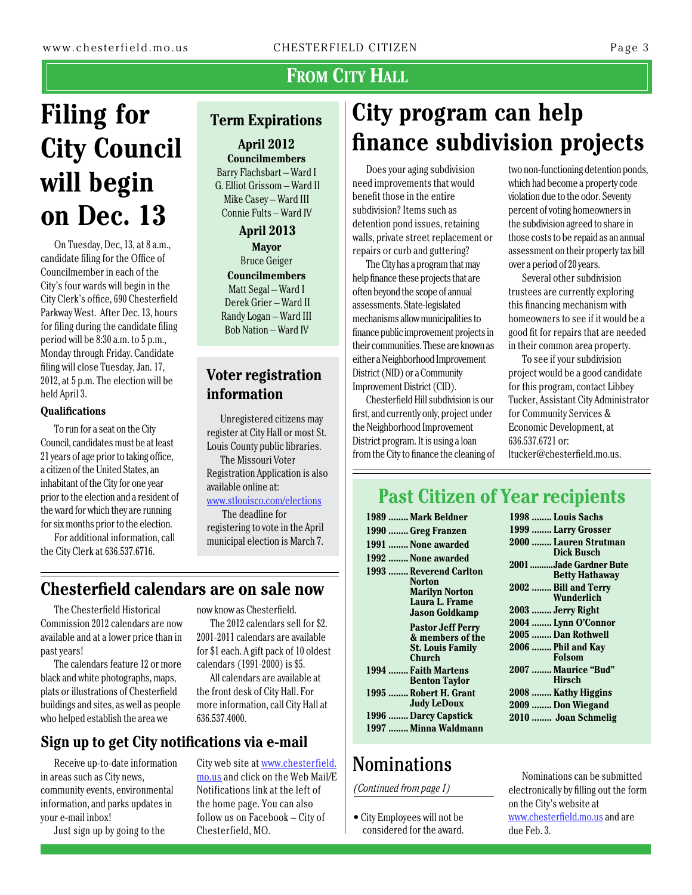## From City Hall

# Filing for City Council will begin on Dec. 13

On Tuesday, Dec, 13, at 8 a.m., candidate filing for the Office of Councilmember in each of the City's four wards will begin in the City Clerk's office, 690 Chesterfield Parkway West. After Dec. 13, hours for filing during the candidate filing period will be 8:30 a.m. to 5 p.m., Monday through Friday. Candidate filing will close Tuesday, Jan. 17, 2012, at 5 p.m. The election will be held April 3.

**Qualifications**

To run for a seat on the City Council, candidates must be at least 21 years of age prior to taking office, a citizen of the United States, an inhabitant of the City for one year prior to the election and a resident of the ward for which they are running for six months prior to the election.

For additional information, call the City Clerk at 636.537.6716.

## Term Expirations

**April 2012**

**Councilmembers**

Barry Flachsbart – Ward I
G. Elliot Grissom – Ward II
Mike Casey – Ward III
Connie Fults – Ward IV

**April 2013**

**Mayor**

Bruce Geiger

**Councilmembers**

Matt Segal – Ward I
Derek Grier – Ward II
Randy Logan – Ward III
Bob Nation – Ward IV

## Voter registration information

Unregistered citizens may register at City Hall or most St. Louis County public libraries.

The Missouri Voter Registration Application is also available online at: www.stlouisco.com/elections

The deadline for registering to vote in the April municipal election is March 7.

# City program can help finance subdivision projects

Does your aging subdivision need improvements that would benefit those in the entire subdivision? Items such as detention pond issues, retaining walls, private street replacement or repairs or curb and guttering?

The City has a program that may help finance these projects that are often beyond the scope of annual assessments. State-legislated mechanisms allow municipalities to finance public improvement projects in their communities. These are known as either a Neighborhood Improvement District (NID) or a Community Improvement District (CID).

Chesterfield Hill subdivision is our first, and currently only, project under the Neighborhood Improvement District program. It is using a loan from the City to finance the cleaning of two non-functioning detention ponds, which had become a property code violation due to the odor. Seventy percent of voting homeowners in the subdivision agreed to share in those costs to be repaid as an annual assessment on their property tax bill over a period of 20 years.

Several other subdivision trustees are currently exploring this financing mechanism with homeowners to see if it would be a good fit for repairs that are needed in their common area property.

To see if your subdivision project would be a good candidate for this program, contact Libbey Tucker, Assistant City Administrator for Community Services & Economic Development, at 636.537.6721 or: ltucker@chesterfield.mo.us.

## Past Citizen of Year recipients

**1989** ........ **Mark Beldner**
**1990** ........ **Greg Franzen**
**1991** ........ **None awarded**
**1992** ........ **None awarded**
**1993** ........ **Reverend Carlton Norton, Marilyn Norton, Laura L. Frame, Jason Goldkamp, Pastor Jeff Perry & members of the St. Louis Family Church**
**1994** ........ **Faith Martens, Benton Taylor**
**1995** ........ **Robert H. Grant, Judy LeDoux**
**1996** ........ **Darcy Capstick**
**1997** ........ **Minna Waldmann**
**1998** ........ **Louis Sachs**
**1999** ........ **Larry Grosser**
**2000** ........ **Lauren Strutman, Dick Busch**
**2001** ........ **Jade Gardner Bute, Betty Hathaway**
**2002** ........ **Bill and Terry Wunderlich**
**2003** ........ **Jerry Right**
**2004** ........ **Lynn O'Connor**
**2005** ........ **Dan Rothwell**
**2006** ........ **Phil and Kay Folsom**
**2007** ........ **Maurice "Bud" Hirsch**
**2008** ........ **Kathy Higgins**
**2009** ........ **Don Wiegand**
**2010** ........ **Joan Schmelig**

## Chesterfield calendars are on sale now

The Chesterfield Historical Commission 2012 calendars are now available and at a lower price than in past years!

The calendars feature 12 or more black and white photographs, maps, plats or illustrations of Chesterfield buildings and sites, as well as people who helped establish the area we now know as Chesterfield.

The 2012 calendars sell for $2. 2001-2011 calendars are available for $1 each. A gift pack of 10 oldest calendars (1991-2000) is $5.

All calendars are available at the front desk of City Hall. For more information, call City Hall at 636.537.4000.

## Sign up to get City notifications via e-mail

Receive up-to-date information in areas such as City news, community events, environmental information, and parks updates in your e-mail inbox!

Just sign up by going to the City web site at www.chesterfield.mo.us and click on the Web Mail/E Notifications link at the left of the home page. You can also follow us on Facebook – City of Chesterfield, MO.

# Nominations

*(Continued from page 1)*

- City Employees will not be considered for the award.

Nominations can be submitted electronically by filling out the form on the City's website at www.chesterfield.mo.us and are due Feb. 3.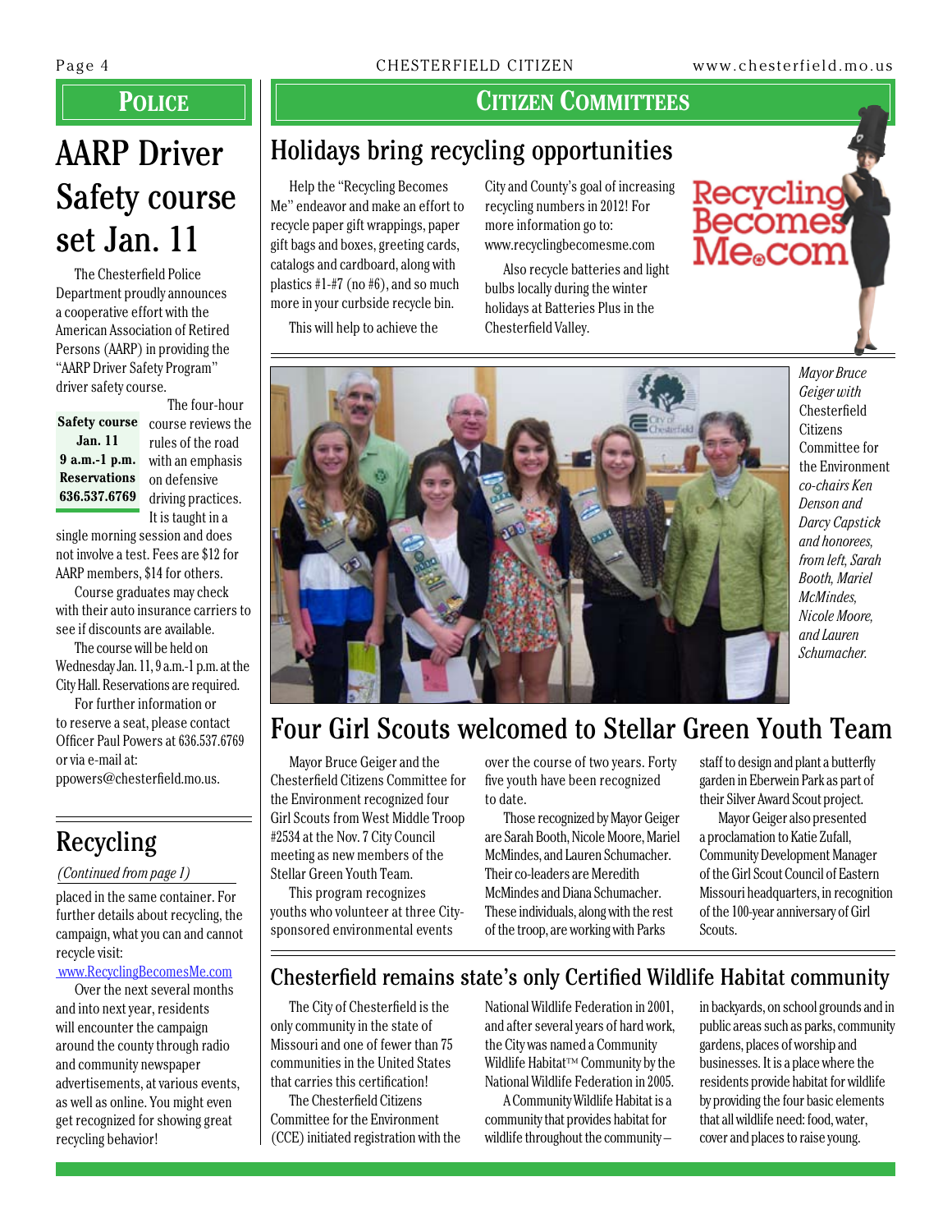## POLICE

# AARP Driver Safety course set Jan. 11

The Chesterfield Police Department proudly announces a cooperative effort with the American Association of Retired Persons (AARP) in providing the "AARP Driver Safety Program" driver safety course.

**Safety course**
**Jan. 11**
**9 a.m.-1 p.m.**
**Reservations**
**636.537.6769**

The four-hour course reviews the rules of the road with an emphasis on defensive driving practices. It is taught in a single morning session and does not involve a test. Fees are $12 for AARP members, $14 for others.

Course graduates may check with their auto insurance carriers to see if discounts are available.

The course will be held on Wednesday Jan. 11, 9 a.m.-1 p.m. at the City Hall. Reservations are required.

For further information or to reserve a seat, please contact Officer Paul Powers at 636.537.6769 or via e-mail at: ppowers@chesterfield.mo.us.

## Recycling

*(Continued from page 1)*

placed in the same container. For further details about recycling, the campaign, what you can and cannot recycle visit: www.RecyclingBecomesMe.com

Over the next several months and into next year, residents will encounter the campaign around the county through radio and community newspaper advertisements, at various events, as well as online. You might even get recognized for showing great recycling behavior!

## CITIZEN COMMITTEES

# Holidays bring recycling opportunities

Help the "Recycling Becomes Me" endeavor and make an effort to recycle paper gift wrappings, paper gift bags and boxes, greeting cards, catalogs and cardboard, along with plastics #1-#7 (no #6), and so much more in your curbside recycle bin.

This will help to achieve the City and County's goal of increasing recycling numbers in 2012! For more information go to: www.recyclingbecomesme.com

Also recycle batteries and light bulbs locally during the winter holidays at Batteries Plus in the Chesterfield Valley.

RecyclingBecomesMe.com

*Mayor Bruce Geiger with* Chesterfield Citizens Committee for the Environment *co-chairs Ken Denson and Darcy Capstick and honorees, from left, Sarah Booth, Mariel McMindes, Nicole Moore, and Lauren Schumacher.*

# Four Girl Scouts welcomed to Stellar Green Youth Team

Mayor Bruce Geiger and the Chesterfield Citizens Committee for the Environment recognized four Girl Scouts from West Middle Troop #2534 at the Nov. 7 City Council meeting as new members of the Stellar Green Youth Team.

This program recognizes youths who volunteer at three City-sponsored environmental events over the course of two years. Forty five youth have been recognized to date.

Those recognized by Mayor Geiger are Sarah Booth, Nicole Moore, Mariel McMindes, and Lauren Schumacher. Their co-leaders are Meredith McMindes and Diana Schumacher. These individuals, along with the rest of the troop, are working with Parks staff to design and plant a butterfly garden in Eberwein Park as part of their Silver Award Scout project.

Mayor Geiger also presented a proclamation to Katie Zufall, Community Development Manager of the Girl Scout Council of Eastern Missouri headquarters, in recognition of the 100-year anniversary of Girl Scouts.

# Chesterfield remains state's only Certified Wildlife Habitat community

The City of Chesterfield is the only community in the state of Missouri and one of fewer than 75 communities in the United States that carries this certification!

The Chesterfield Citizens Committee for the Environment (CCE) initiated registration with the National Wildlife Federation in 2001, and after several years of hard work, the City was named a Community Wildlife Habitat™ Community by the National Wildlife Federation in 2005.

A Community Wildlife Habitat is a community that provides habitat for wildlife throughout the community – in backyards, on school grounds and in public areas such as parks, community gardens, places of worship and businesses. It is a place where the residents provide habitat for wildlife by providing the four basic elements that all wildlife need: food, water, cover and places to raise young.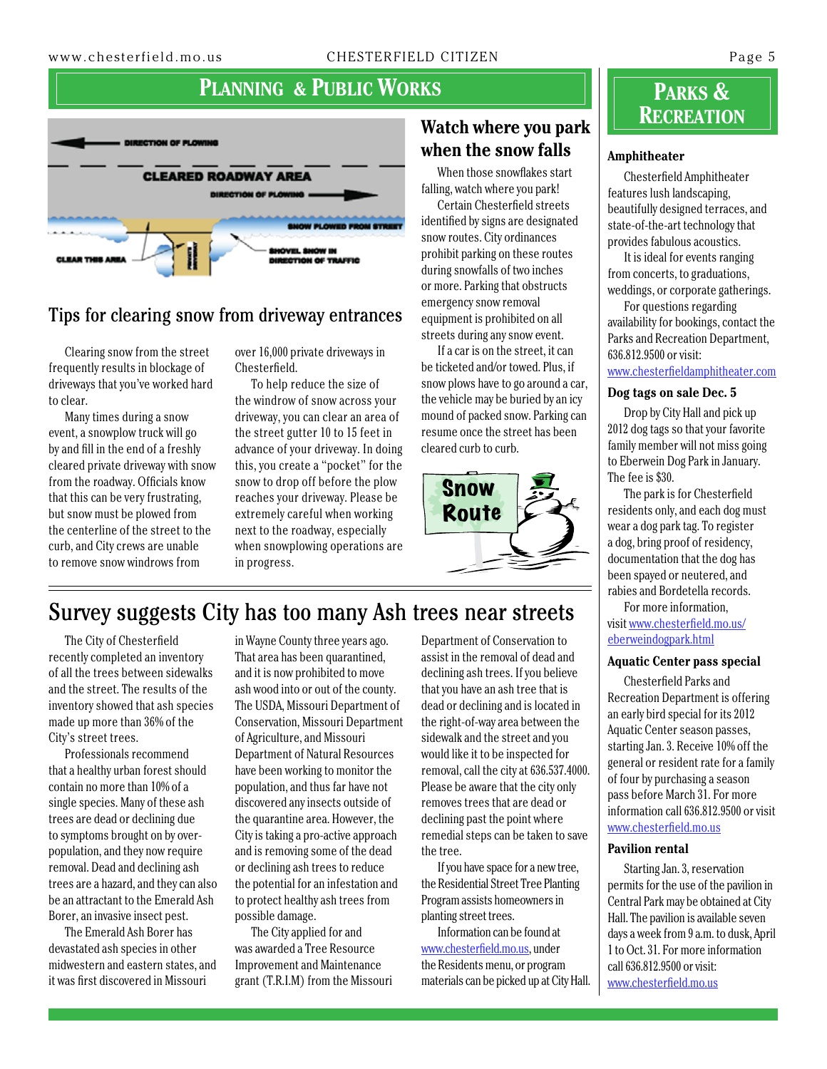# Planning & Public Works

## Tips for clearing snow from driveway entrances

Clearing snow from the street frequently results in blockage of driveways that you've worked hard to clear.

Many times during a snow event, a snowplow truck will go by and fill in the end of a freshly cleared private driveway with snow from the roadway. Officials know that this can be very frustrating, but snow must be plowed from the centerline of the street to the curb, and City crews are unable to remove snow windrows from over 16,000 private driveways in Chesterfield.

To help reduce the size of the windrow of snow across your driveway, you can clear an area of the street gutter 10 to 15 feet in advance of your driveway. In doing this, you create a "pocket" for the snow to drop off before the plow reaches your driveway. Please be extremely careful when working next to the roadway, especially when snowplowing operations are in progress.

## Watch where you park when the snow falls

When those snowflakes start falling, watch where you park!

Certain Chesterfield streets identified by signs are designated snow routes. City ordinances prohibit parking on these routes during snowfalls of two inches or more. Parking that obstructs emergency snow removal equipment is prohibited on all streets during any snow event.

If a car is on the street, it can be ticketed and/or towed. Plus, if snow plows have to go around a car, the vehicle may be buried by an icy mound of packed snow. Parking can resume once the street has been cleared curb to curb.

## Survey suggests City has too many Ash trees near streets

The City of Chesterfield recently completed an inventory of all the trees between sidewalks and the street. The results of the inventory showed that ash species made up more than 36% of the City's street trees.

Professionals recommend that a healthy urban forest should contain no more than 10% of a single species. Many of these ash trees are dead or declining due to symptoms brought on by over-population, and they now require removal. Dead and declining ash trees are a hazard, and they can also be an attractant to the Emerald Ash Borer, an invasive insect pest.

The Emerald Ash Borer has devastated ash species in other midwestern and eastern states, and it was first discovered in Missouri in Wayne County three years ago. That area has been quarantined, and it is now prohibited to move ash wood into or out of the county. The USDA, Missouri Department of Conservation, Missouri Department of Agriculture, and Missouri Department of Natural Resources have been working to monitor the population, and thus far have not discovered any insects outside of the quarantine area. However, the City is taking a pro-active approach and is removing some of the dead or declining ash trees to reduce the potential for an infestation and to protect healthy ash trees from possible damage.

The City applied for and was awarded a Tree Resource Improvement and Maintenance grant (T.R.I.M) from the Missouri Department of Conservation to assist in the removal of dead and declining ash trees. If you believe that you have an ash tree that is dead or declining and is located in the right-of-way area between the sidewalk and the street and you would like it to be inspected for removal, call the city at 636.537.4000. Please be aware that the city only removes trees that are dead or declining past the point where remedial steps can be taken to save the tree.

If you have space for a new tree, the Residential Street Tree Planting Program assists homeowners in planting street trees.

Information can be found at www.chesterfield.mo.us, under the Residents menu, or program materials can be picked up at City Hall.

# Parks & Recreation

### Amphitheater

Chesterfield Amphitheater features lush landscaping, beautifully designed terraces, and state-of-the-art technology that provides fabulous acoustics.

It is ideal for events ranging from concerts, to graduations, weddings, or corporate gatherings.

For questions regarding availability for bookings, contact the Parks and Recreation Department, 636.812.9500 or visit: www.chesterfieldamphitheater.com

### Dog tags on sale Dec. 5

Drop by City Hall and pick up 2012 dog tags so that your favorite family member will not miss going to Eberwein Dog Park in January. The fee is $30.

The park is for Chesterfield residents only, and each dog must wear a dog park tag. To register a dog, bring proof of residency, documentation that the dog has been spayed or neutered, and rabies and Bordetella records.

For more information, visit www.chesterfield.mo.us/eberweindogpark.html

### Aquatic Center pass special

Chesterfield Parks and Recreation Department is offering an early bird special for its 2012 Aquatic Center season passes, starting Jan. 3. Receive 10% off the general or resident rate for a family of four by purchasing a season pass before March 31. For more information call 636.812.9500 or visit www.chesterfield.mo.us

### Pavilion rental

Starting Jan. 3, reservation permits for the use of the pavilion in Central Park may be obtained at City Hall. The pavilion is available seven days a week from 9 a.m. to dusk, April 1 to Oct. 31. For more information call 636.812.9500 or visit: www.chesterfield.mo.us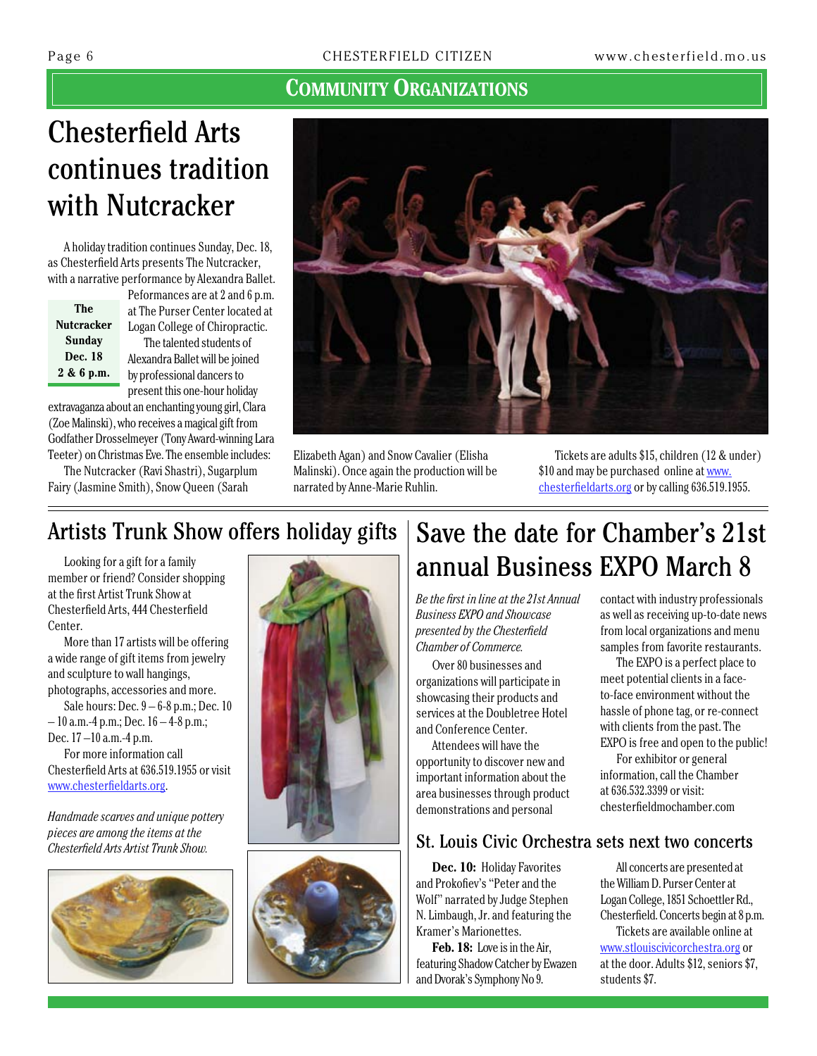## Community Organizations

# Chesterfield Arts continues tradition with Nutcracker

A holiday tradition continues Sunday, Dec. 18, as Chesterfield Arts presents The Nutcracker, with a narrative performance by Alexandra Ballet.

**The Nutcracker**
**Sunday**
**Dec. 18**
**2 & 6 p.m.**

Peformances are at 2 and 6 p.m. at The Purser Center located at Logan College of Chiropractic.

The talented students of Alexandra Ballet will be joined by professional dancers to present this one-hour holiday extravaganza about an enchanting young girl, Clara (Zoe Malinski), who receives a magical gift from Godfather Drosselmeyer (Tony Award-winning Lara Teeter) on Christmas Eve. The ensemble includes:

The Nutcracker (Ravi Shastri), Sugarplum Fairy (Jasmine Smith), Snow Queen (Sarah Elizabeth Agan) and Snow Cavalier (Elisha Malinski). Once again the production will be narrated by Anne-Marie Ruhlin.

Tickets are adults $15, children (12 & under) $10 and may be purchased online at www.chesterfieldarts.org or by calling 636.519.1955.

## Artists Trunk Show offers holiday gifts

Looking for a gift for a family member or friend? Consider shopping at the first Artist Trunk Show at Chesterfield Arts, 444 Chesterfield Center.

More than 17 artists will be offering a wide range of gift items from jewelry and sculpture to wall hangings, photographs, accessories and more.

Sale hours: Dec. 9 – 6-8 p.m.; Dec. 10 – 10 a.m.-4 p.m.; Dec. 16 – 4-8 p.m.; Dec. 17 –10 a.m.-4 p.m.

For more information call Chesterfield Arts at 636.519.1955 or visit www.chesterfieldarts.org.

*Handmade scarves and unique pottery pieces are among the items at the Chesterfield Arts Artist Trunk Show.*

## Save the date for Chamber's 21st annual Business EXPO March 8

*Be the first in line at the 21st Annual Business EXPO and Showcase presented by the Chesterfield Chamber of Commerce.*

Over 80 businesses and organizations will participate in showcasing their products and services at the Doubletree Hotel and Conference Center.

Attendees will have the opportunity to discover new and important information about the area businesses through product demonstrations and personal contact with industry professionals as well as receiving up-to-date news from local organizations and menu samples from favorite restaurants.

The EXPO is a perfect place to meet potential clients in a face-to-face environment without the hassle of phone tag, or re-connect with clients from the past. The EXPO is free and open to the public!

For exhibitor or general information, call the Chamber at 636.532.3399 or visit: chesterfieldmochamber.com

## St. Louis Civic Orchestra sets next two concerts

**Dec. 10:** Holiday Favorites and Prokofiev's "Peter and the Wolf" narrated by Judge Stephen N. Limbaugh, Jr. and featuring the Kramer's Marionettes.

**Feb. 18:** Love is in the Air, featuring Shadow Catcher by Ewazen and Dvorak's Symphony No 9.

All concerts are presented at the William D. Purser Center at Logan College, 1851 Schoettler Rd., Chesterfield. Concerts begin at 8 p.m.

Tickets are available online at www.stlouiscivicorchestra.org or at the door. Adults $12, seniors $7, students $7.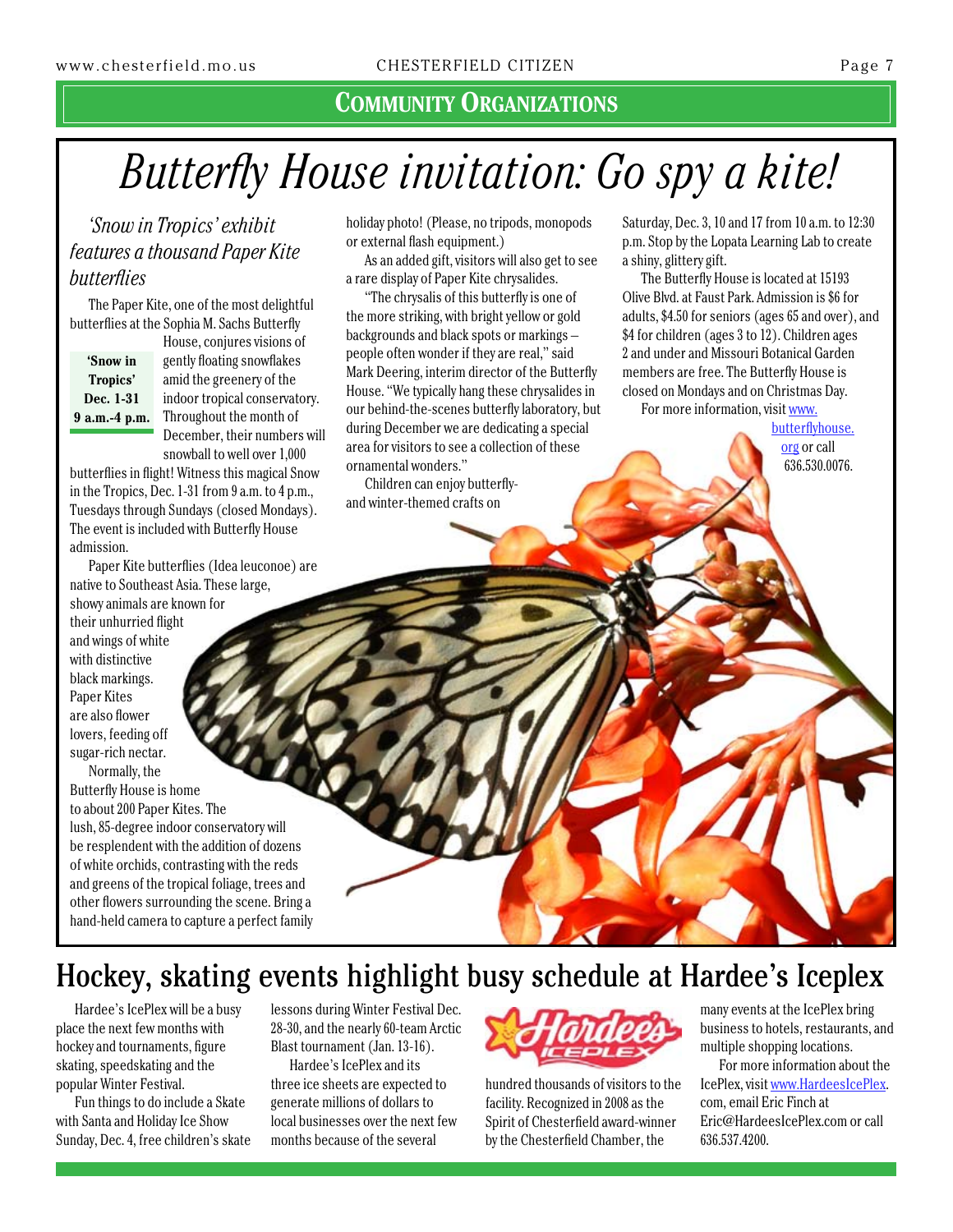## Community Organizations

# Butterfly House invitation: Go spy a kite!

### *'Snow in Tropics' exhibit features a thousand Paper Kite butterflies*

The Paper Kite, one of the most delightful butterflies at the Sophia M. Sachs Butterfly House, conjures visions of gently floating snowflakes amid the greenery of the indoor tropical conservatory. Throughout the month of December, their numbers will snowball to well over 1,000 butterflies in flight! Witness this magical Snow in the Tropics, Dec. 1-31 from 9 a.m. to 4 p.m., Tuesdays through Sundays (closed Mondays). The event is included with Butterfly House admission.

**'Snow in Tropics'**
**Dec. 1-31**
**9 a.m.-4 p.m.**

Paper Kite butterflies (Idea leuconoe) are native to Southeast Asia. These large, showy animals are known for their unhurried flight and wings of white with distinctive black markings. Paper Kites are also flower lovers, feeding off sugar-rich nectar.

Normally, the Butterfly House is home to about 200 Paper Kites. The lush, 85-degree indoor conservatory will be resplendent with the addition of dozens of white orchids, contrasting with the reds and greens of the tropical foliage, trees and other flowers surrounding the scene. Bring a hand-held camera to capture a perfect family holiday photo! (Please, no tripods, monopods or external flash equipment.)

As an added gift, visitors will also get to see a rare display of Paper Kite chrysalides.

"The chrysalis of this butterfly is one of the more striking, with bright yellow or gold backgrounds and black spots or markings – people often wonder if they are real," said Mark Deering, interim director of the Butterfly House. "We typically hang these chrysalides in our behind-the-scenes butterfly laboratory, but during December we are dedicating a special area for visitors to see a collection of these ornamental wonders."

Children can enjoy butterfly- and winter-themed crafts on Saturday, Dec. 3, 10 and 17 from 10 a.m. to 12:30 p.m. Stop by the Lopata Learning Lab to create a shiny, glittery gift.

The Butterfly House is located at 15193 Olive Blvd. at Faust Park. Admission is $6 for adults, $4.50 for seniors (ages 65 and over), and $4 for children (ages 3 to 12). Children ages 2 and under and Missouri Botanical Garden members are free. The Butterfly House is closed on Mondays and on Christmas Day.

For more information, visit www.butterflyhouse.org or call 636.530.0076.

# Hockey, skating events highlight busy schedule at Hardee's Iceplex

Hardee's IcePlex will be a busy place the next few months with hockey and tournaments, figure skating, speedskating and the popular Winter Festival.

Fun things to do include a Skate with Santa and Holiday Ice Show Sunday, Dec. 4, free children's skate lessons during Winter Festival Dec. 28-30, and the nearly 60-team Arctic Blast tournament (Jan. 13-16).

Hardee's IcePlex and its three ice sheets are expected to generate millions of dollars to local businesses over the next few months because of the several hundred thousands of visitors to the facility. Recognized in 2008 as the Spirit of Chesterfield award-winner by the Chesterfield Chamber, the many events at the IcePlex bring business to hotels, restaurants, and multiple shopping locations.

For more information about the IcePlex, visit www.HardeesIcePlex.com, email Eric Finch at Eric@HardeesIcePlex.com or call 636.537.4200.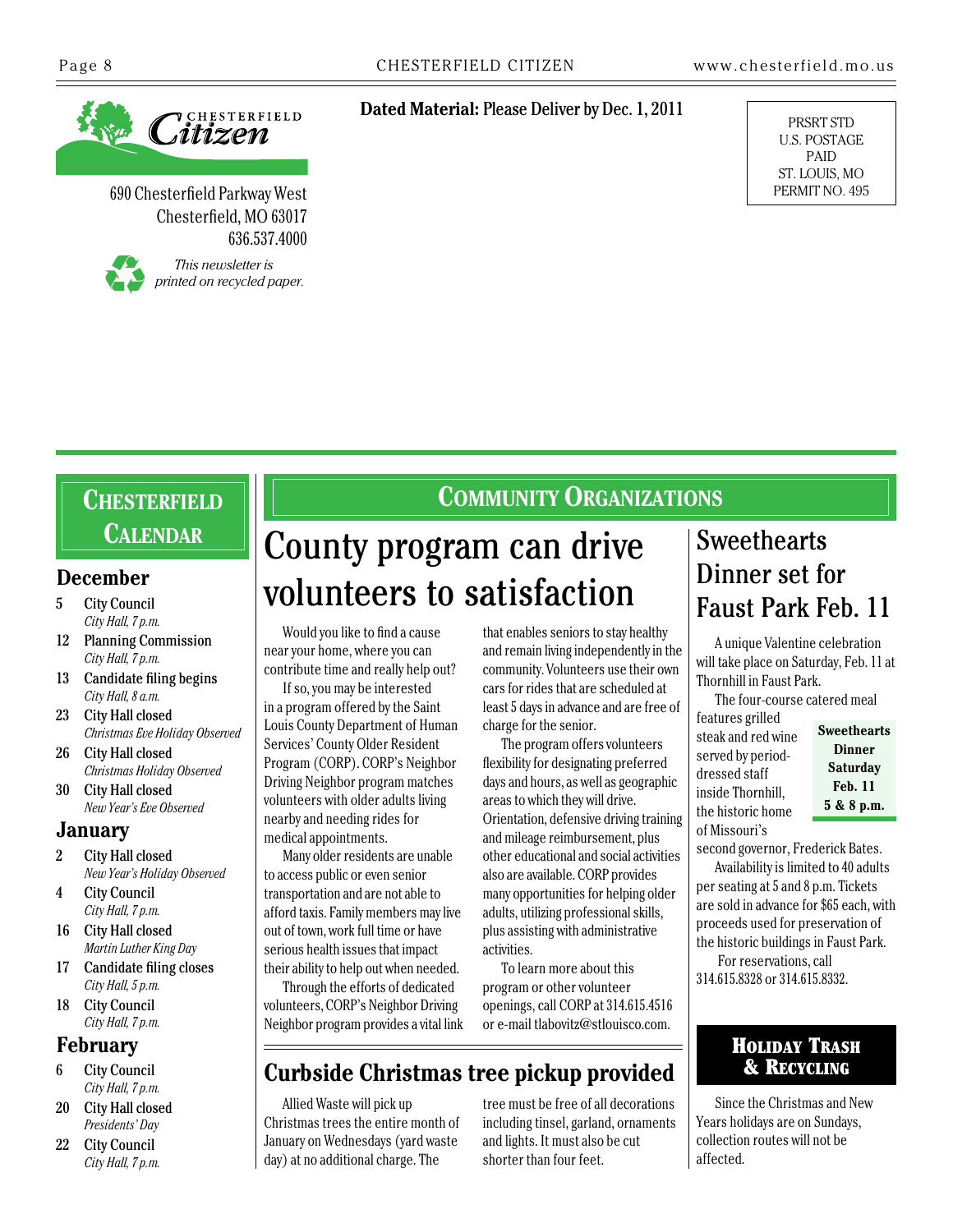Chesterfield Citizen

690 Chesterfield Parkway West
Chesterfield, MO 63017
636.537.4000

*This newsletter is printed on recycled paper.*

**Dated Material:** Please Deliver by Dec. 1, 2011

PRSRT STD
U.S. POSTAGE
PAID
ST. LOUIS, MO
PERMIT NO. 495

## Chesterfield Calendar

### December

- 5 City Council
  *City Hall, 7 p.m.*
- 12 Planning Commission
  *City Hall, 7 p.m.*
- 13 Candidate filing begins
  *City Hall, 8 a.m.*
- 23 City Hall closed
  *Christmas Eve Holiday Observed*
- 26 City Hall closed
  *Christmas Holiday Observed*
- 30 City Hall closed
  *New Year's Eve Observed*

### January

- 2 City Hall closed
  *New Year's Holiday Observed*
- 4 City Council
  *City Hall, 7 p.m.*
- 16 City Hall closed
  *Martin Luther King Day*
- 17 Candidate filing closes
  *City Hall, 5 p.m.*
- 18 City Council
  *City Hall, 7 p.m.*

### February

- 6 City Council
  *City Hall, 7 p.m.*
- 20 City Hall closed
  *Presidents' Day*
- 22 City Council
  *City Hall, 7 p.m.*

## Community Organizations

# County program can drive volunteers to satisfaction

Would you like to find a cause near your home, where you can contribute time and really help out?

If so, you may be interested in a program offered by the Saint Louis County Department of Human Services' County Older Resident Program (CORP). CORP's Neighbor Driving Neighbor program matches volunteers with older adults living nearby and needing rides for medical appointments.

Many older residents are unable to access public or even senior transportation and are not able to afford taxis. Family members may live out of town, work full time or have serious health issues that impact their ability to help out when needed.

Through the efforts of dedicated volunteers, CORP's Neighbor Driving Neighbor program provides a vital link that enables seniors to stay healthy and remain living independently in the community. Volunteers use their own cars for rides that are scheduled at least 5 days in advance and are free of charge for the senior.

The program offers volunteers flexibility for designating preferred days and hours, as well as geographic areas to which they will drive. Orientation, defensive driving training and mileage reimbursement, plus other educational and social activities also are available. CORP provides many opportunities for helping older adults, utilizing professional skills, plus assisting with administrative activities.

To learn more about this program or other volunteer openings, call CORP at 314.615.4516 or e-mail tlabovitz@stlouisco.com.

## Curbside Christmas tree pickup provided

Allied Waste will pick up Christmas trees the entire month of January on Wednesdays (yard waste day) at no additional charge. The tree must be free of all decorations including tinsel, garland, ornaments and lights. It must also be cut shorter than four feet.

## Sweethearts Dinner set for Faust Park Feb. 11

A unique Valentine celebration will take place on Saturday, Feb. 11 at Thornhill in Faust Park.

The four-course catered meal features grilled steak and red wine served by period-dressed staff inside Thornhill, the historic home of Missouri's second governor, Frederick Bates.

**Sweethearts Dinner**
**Saturday**
**Feb. 11**
**5 & 8 p.m.**

Availability is limited to 40 adults per seating at 5 and 8 p.m. Tickets are sold in advance for $65 each, with proceeds used for preservation of the historic buildings in Faust Park.

For reservations, call 314.615.8328 or 314.615.8332.

## Holiday Trash & Recycling

Since the Christmas and New Years holidays are on Sundays, collection routes will not be affected.